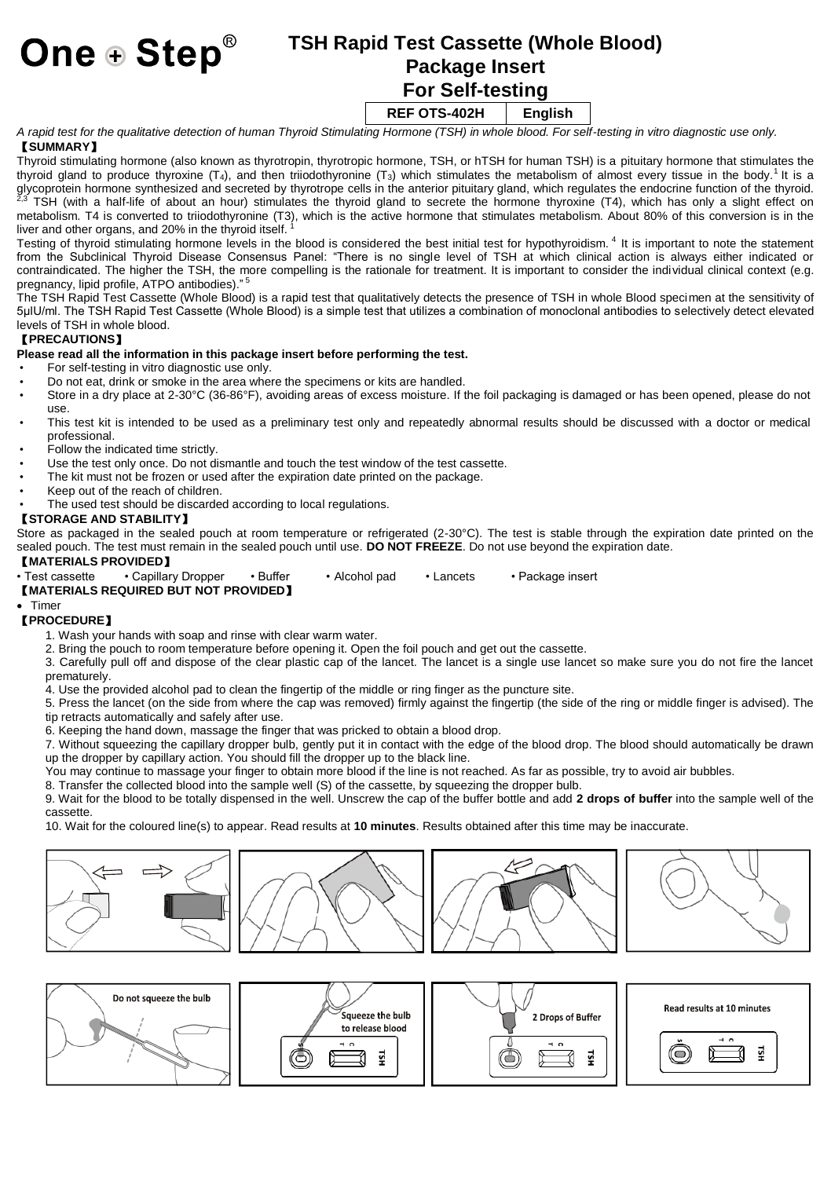# One ⊕ Step®

## TSH Rapid Test Cassette (Whole Blood) Package Insert For Self-testing

| REF OTS-402H | English |
|---|---|

*A rapid test for the qualitative detection of human Thyroid Stimulating Hormone (TSH) in whole blood. For self-testing in vitro diagnostic use only.*

### 【SUMMARY】

Thyroid stimulating hormone (also known as thyrotropin, thyrotropic hormone, TSH, or hTSH for human TSH) is a pituitary hormone that stimulates the thyroid gland to produce thyroxine ($T_4$), and then triiodothyronine ($T_3$) which stimulates the metabolism of almost every tissue in the body.[1] It is a glycoprotein hormone synthesized and secreted by thyrotrope cells in the anterior pituitary gland, which regulates the endocrine function of the thyroid.[2,3] TSH (with a half-life of about an hour) stimulates the thyroid gland to secrete the hormone thyroxine (T4), which has only a slight effect on metabolism. T4 is converted to triiodothyronine (T3), which is the active hormone that stimulates metabolism. About 80% of this conversion is in the liver and other organs, and 20% in the thyroid itself.[1]

Testing of thyroid stimulating hormone levels in the blood is considered the best initial test for hypothyroidism.[4] It is important to note the statement from the Subclinical Thyroid Disease Consensus Panel: "There is no single level of TSH at which clinical action is always either indicated or contraindicated. The higher the TSH, the more compelling is the rationale for treatment. It is important to consider the individual clinical context (e.g. pregnancy, lipid profile, ATPO antibodies)."[5]

The TSH Rapid Test Cassette (Whole Blood) is a rapid test that qualitatively detects the presence of TSH in whole Blood specimen at the sensitivity of 5μIU/ml. The TSH Rapid Test Cassette (Whole Blood) is a simple test that utilizes a combination of monoclonal antibodies to selectively detect elevated levels of TSH in whole blood.

### 【PRECAUTIONS】

**Please read all the information in this package insert before performing the test.**

- For self-testing in vitro diagnostic use only.
- Do not eat, drink or smoke in the area where the specimens or kits are handled.
- Store in a dry place at 2-30°C (36-86°F), avoiding areas of excess moisture. If the foil packaging is damaged or has been opened, please do not use.
- This test kit is intended to be used as a preliminary test only and repeatedly abnormal results should be discussed with a doctor or medical professional.
- Follow the indicated time strictly.
- Use the test only once. Do not dismantle and touch the test window of the test cassette.
- The kit must not be frozen or used after the expiration date printed on the package.
- Keep out of the reach of children.
- The used test should be discarded according to local regulations.

### 【STORAGE AND STABILITY】

Store as packaged in the sealed pouch at room temperature or refrigerated (2-30°C). The test is stable through the expiration date printed on the sealed pouch. The test must remain in the sealed pouch until use. **DO NOT FREEZE**. Do not use beyond the expiration date.

### 【MATERIALS PROVIDED】

• Test cassette • Capillary Dropper • Buffer • Alcohol pad • Lancets • Package insert

### 【MATERIALS REQUIRED BUT NOT PROVIDED】

- Timer

### 【PROCEDURE】

1. Wash your hands with soap and rinse with clear warm water.
2. Bring the pouch to room temperature before opening it. Open the foil pouch and get out the cassette.
3. Carefully pull off and dispose of the clear plastic cap of the lancet. The lancet is a single use lancet so make sure you do not fire the lancet prematurely.
4. Use the provided alcohol pad to clean the fingertip of the middle or ring finger as the puncture site.
5. Press the lancet (on the side from where the cap was removed) firmly against the fingertip (the side of the ring or middle finger is advised). The tip retracts automatically and safely after use.
6. Keeping the hand down, massage the finger that was pricked to obtain a blood drop.
7. Without squeezing the capillary dropper bulb, gently put it in contact with the edge of the blood drop. The blood should automatically be drawn up the dropper by capillary action. You should fill the dropper up to the black line.

   You may continue to massage your finger to obtain more blood if the line is not reached. As far as possible, try to avoid air bubbles.
8. Transfer the collected blood into the sample well (S) of the cassette, by squeezing the dropper bulb.
9. Wait for the blood to be totally dispensed in the well. Unscrew the cap of the buffer bottle and add **2 drops of buffer** into the sample well of the cassette.
10. Wait for the coloured line(s) to appear. Read results at **10 minutes**. Results obtained after this time may be inaccurate.

Do not squeeze the bulb

Squeeze the bulb to release blood

2 Drops of Buffer

Read results at 10 minutes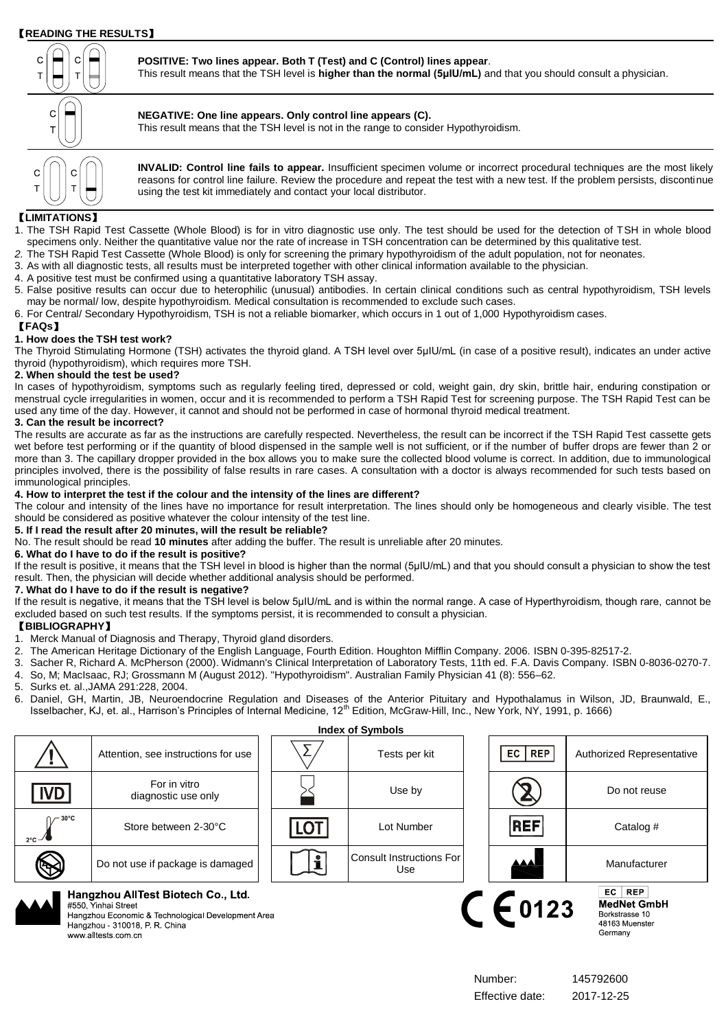## 【READING THE RESULTS】

**POSITIVE: Two lines appear. Both T (Test) and C (Control) lines appear**.
This result means that the TSH level is **higher than the normal (5μIU/mL)** and that you should consult a physician.

**NEGATIVE: One line appears. Only control line appears (C).**
This result means that the TSH level is not in the range to consider Hypothyroidism.

**INVALID: Control line fails to appear.** Insufficient specimen volume or incorrect procedural techniques are the most likely reasons for control line failure. Review the procedure and repeat the test with a new test. If the problem persists, discontinue using the test kit immediately and contact your local distributor.

## 【LIMITATIONS】

1. The TSH Rapid Test Cassette (Whole Blood) is for in vitro diagnostic use only. The test should be used for the detection of TSH in whole blood specimens only. Neither the quantitative value nor the rate of increase in TSH concentration can be determined by this qualitative test.
2. The TSH Rapid Test Cassette (Whole Blood) is only for screening the primary hypothyroidism of the adult population, not for neonates.
3. As with all diagnostic tests, all results must be interpreted together with other clinical information available to the physician.
4. A positive test must be confirmed using a quantitative laboratory TSH assay.
5. False positive results can occur due to heterophilic (unusual) antibodies. In certain clinical conditions such as central hypothyroidism, TSH levels may be normal/ low, despite hypothyroidism. Medical consultation is recommended to exclude such cases.
6. For Central/ Secondary Hypothyroidism, TSH is not a reliable biomarker, which occurs in 1 out of 1,000 Hypothyroidism cases.

## 【FAQs】

**1. How does the TSH test work?**

The Thyroid Stimulating Hormone (TSH) activates the thyroid gland. A TSH level over 5μIU/mL (in case of a positive result), indicates an under active thyroid (hypothyroidism), which requires more TSH.

**2. When should the test be used?**

In cases of hypothyroidism, symptoms such as regularly feeling tired, depressed or cold, weight gain, dry skin, brittle hair, enduring constipation or menstrual cycle irregularities in women, occur and it is recommended to perform a TSH Rapid Test for screening purpose. The TSH Rapid Test can be used any time of the day. However, it cannot and should not be performed in case of hormonal thyroid medical treatment.

**3. Can the result be incorrect?**

The results are accurate as far as the instructions are carefully respected. Nevertheless, the result can be incorrect if the TSH Rapid Test cassette gets wet before test performing or if the quantity of blood dispensed in the sample well is not sufficient, or if the number of buffer drops are fewer than 2 or more than 3. The capillary dropper provided in the box allows you to make sure the collected blood volume is correct. In addition, due to immunological principles involved, there is the possibility of false results in rare cases. A consultation with a doctor is always recommended for such tests based on immunological principles.

**4. How to interpret the test if the colour and the intensity of the lines are different?**

The colour and intensity of the lines have no importance for result interpretation. The lines should only be homogeneous and clearly visible. The test should be considered as positive whatever the colour intensity of the test line.

**5. If I read the result after 20 minutes, will the result be reliable?**

No. The result should be read **10 minutes** after adding the buffer. The result is unreliable after 20 minutes.

**6. What do I have to do if the result is positive?**

If the result is positive, it means that the TSH level in blood is higher than the normal (5μIU/mL) and that you should consult a physician to show the test result. Then, the physician will decide whether additional analysis should be performed.

**7. What do I have to do if the result is negative?**

If the result is negative, it means that the TSH level is below 5μIU/mL and is within the normal range. A case of Hyperthyroidism, though rare, cannot be excluded based on such test results. If the symptoms persist, it is recommended to consult a physician.

## 【BIBLIOGRAPHY】

1. Merck Manual of Diagnosis and Therapy, Thyroid gland disorders.
2. The American Heritage Dictionary of the English Language, Fourth Edition. Houghton Mifflin Company. 2006. ISBN 0-395-82517-2.
3. Sacher R, Richard A. McPherson (2000). Widmann's Clinical Interpretation of Laboratory Tests, 11th ed. F.A. Davis Company. ISBN 0-8036-0270-7.
4. So, M; MacIsaac, RJ; Grossmann M (August 2012). "Hypothyroidism". Australian Family Physician 41 (8): 556–62.
5. Surks et. al.,JAMA 291:228, 2004.
6. Daniel, GH, Martin, JB, Neuroendocrine Regulation and Diseases of the Anterior Pituitary and Hypothalamus in Wilson, JD, Braunwald, E., Isselbacher, KJ, et. al., Harrison's Principles of Internal Medicine, 12th Edition, McGraw-Hill, Inc., New York, NY, 1991, p. 1666)

**Index of Symbols**

| | | | | | |
|---|---|---|---|---|---|
| ⚠ | Attention, see instructions for use | Σ | Tests per kit | EC REP | Authorized Representative |
| IVD | For in vitro diagnostic use only | ⧖ | Use by | ② | Do not reuse |
| 2°C–30°C | Store between 2-30°C | LOT | Lot Number | REF | Catalog # |
| | Do not use if package is damaged | i | Consult Instructions For Use | | Manufacturer |

**Hangzhou AllTest Biotech Co., Ltd.**
#550, Yinhai Street
Hangzhou Economic & Technological Development Area
Hangzhou - 310018, P. R. China
www.alltests.com.cn

CE 0123

EC REP
**MedNet GmbH**
Borkstrasse 10
48163 Muenster
Germany

| | |
|---|---|
| Number: | 145792600 |
| Effective date: | 2017-12-25 |